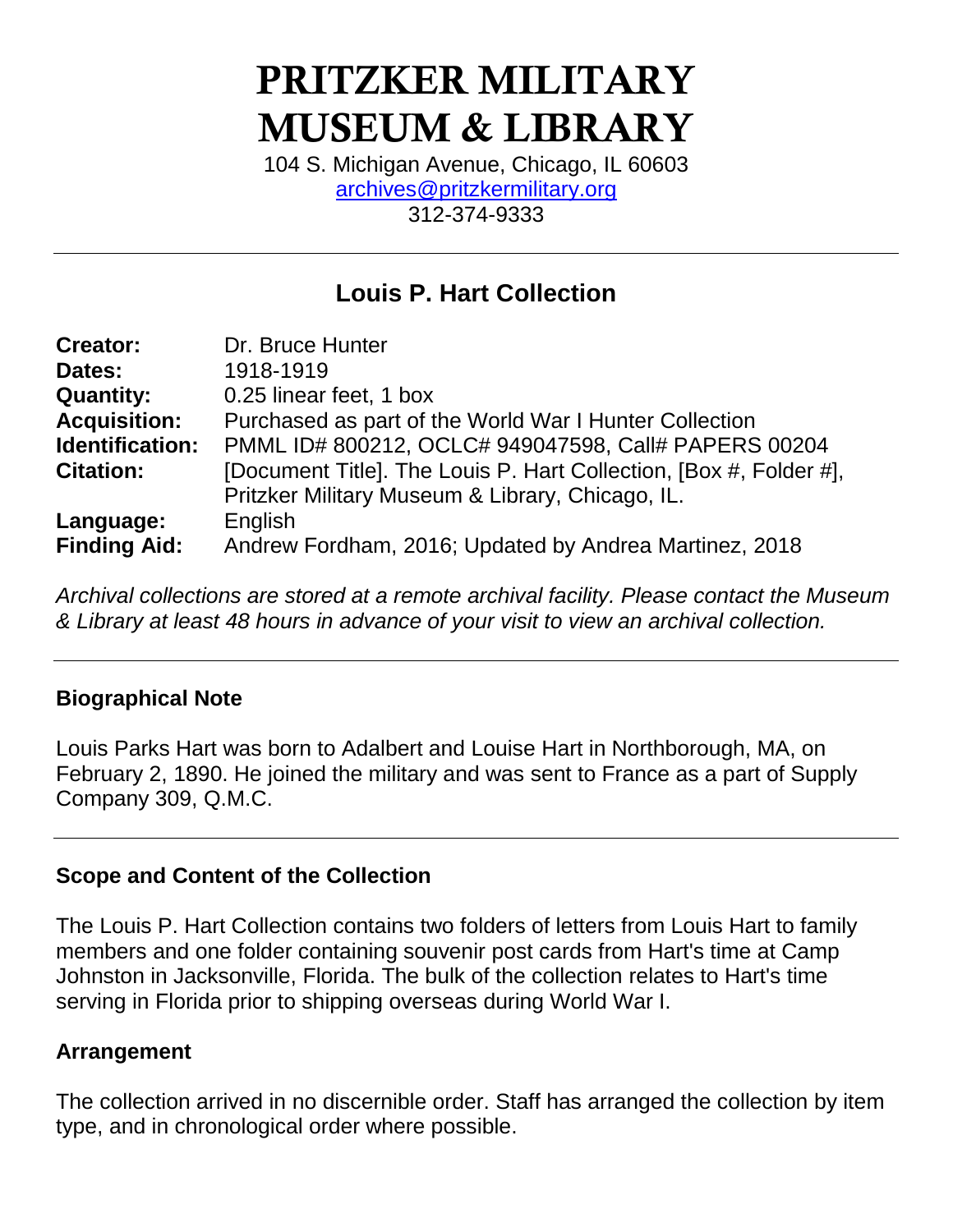# PRITZKER MILITARY MUSEUM & LIBRARY

104 S. Michigan Avenue, Chicago, IL 60603
archives@pritzkermilitary.org
312-374-9333

---

## Louis P. Hart Collection

| | |
|---|---|
| **Creator:** | Dr. Bruce Hunter |
| **Dates:** | 1918-1919 |
| **Quantity:** | 0.25 linear feet, 1 box |
| **Acquisition:** | Purchased as part of the World War I Hunter Collection |
| **Identification:** | PMML ID# 800212, OCLC# 949047598, Call# PAPERS 00204 |
| **Citation:** | [Document Title]. The Louis P. Hart Collection, [Box #, Folder #], Pritzker Military Museum & Library, Chicago, IL. |
| **Language:** | English |
| **Finding Aid:** | Andrew Fordham, 2016; Updated by Andrea Martinez, 2018 |

*Archival collections are stored at a remote archival facility. Please contact the Museum & Library at least 48 hours in advance of your visit to view an archival collection.*

---

### Biographical Note

Louis Parks Hart was born to Adalbert and Louise Hart in Northborough, MA, on February 2, 1890. He joined the military and was sent to France as a part of Supply Company 309, Q.M.C.

---

### Scope and Content of the Collection

The Louis P. Hart Collection contains two folders of letters from Louis Hart to family members and one folder containing souvenir post cards from Hart's time at Camp Johnston in Jacksonville, Florida. The bulk of the collection relates to Hart's time serving in Florida prior to shipping overseas during World War I.

### Arrangement

The collection arrived in no discernible order. Staff has arranged the collection by item type, and in chronological order where possible.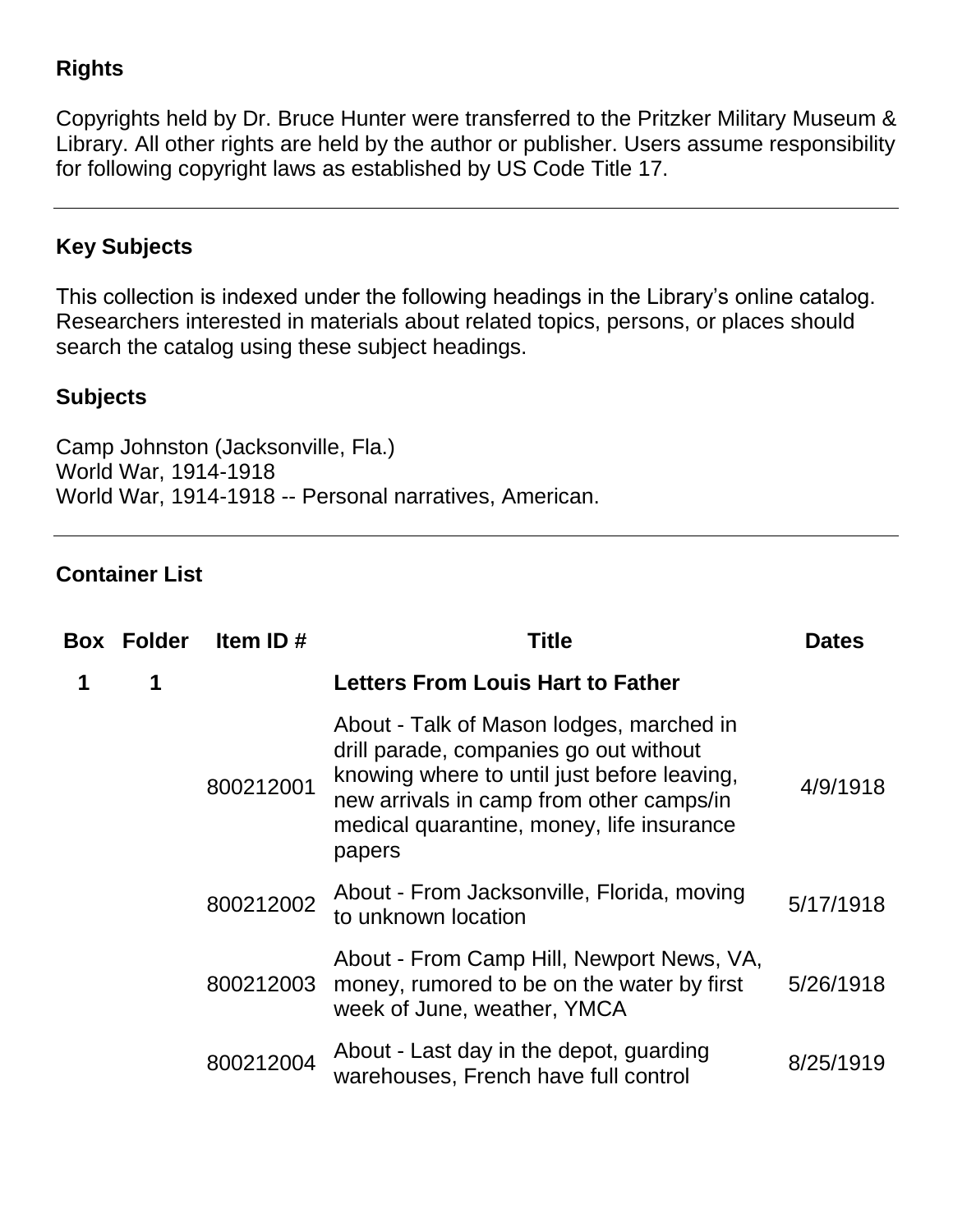## Rights

Copyrights held by Dr. Bruce Hunter were transferred to the Pritzker Military Museum & Library. All other rights are held by the author or publisher. Users assume responsibility for following copyright laws as established by US Code Title 17.

---

## Key Subjects

This collection is indexed under the following headings in the Library's online catalog. Researchers interested in materials about related topics, persons, or places should search the catalog using these subject headings.

### Subjects

Camp Johnston (Jacksonville, Fla.)
World War, 1914-1918
World War, 1914-1918 -- Personal narratives, American.

---

## Container List

| Box | Folder | Item ID # | Title | Dates |
|---|---|---|---|---|
| 1 | 1 | | **Letters From Louis Hart to Father** | |
| | | 800212001 | About - Talk of Mason lodges, marched in drill parade, companies go out without knowing where to until just before leaving, new arrivals in camp from other camps/in medical quarantine, money, life insurance papers | 4/9/1918 |
| | | 800212002 | About - From Jacksonville, Florida, moving to unknown location | 5/17/1918 |
| | | 800212003 | About - From Camp Hill, Newport News, VA, money, rumored to be on the water by first week of June, weather, YMCA | 5/26/1918 |
| | | 800212004 | About - Last day in the depot, guarding warehouses, French have full control | 8/25/1919 |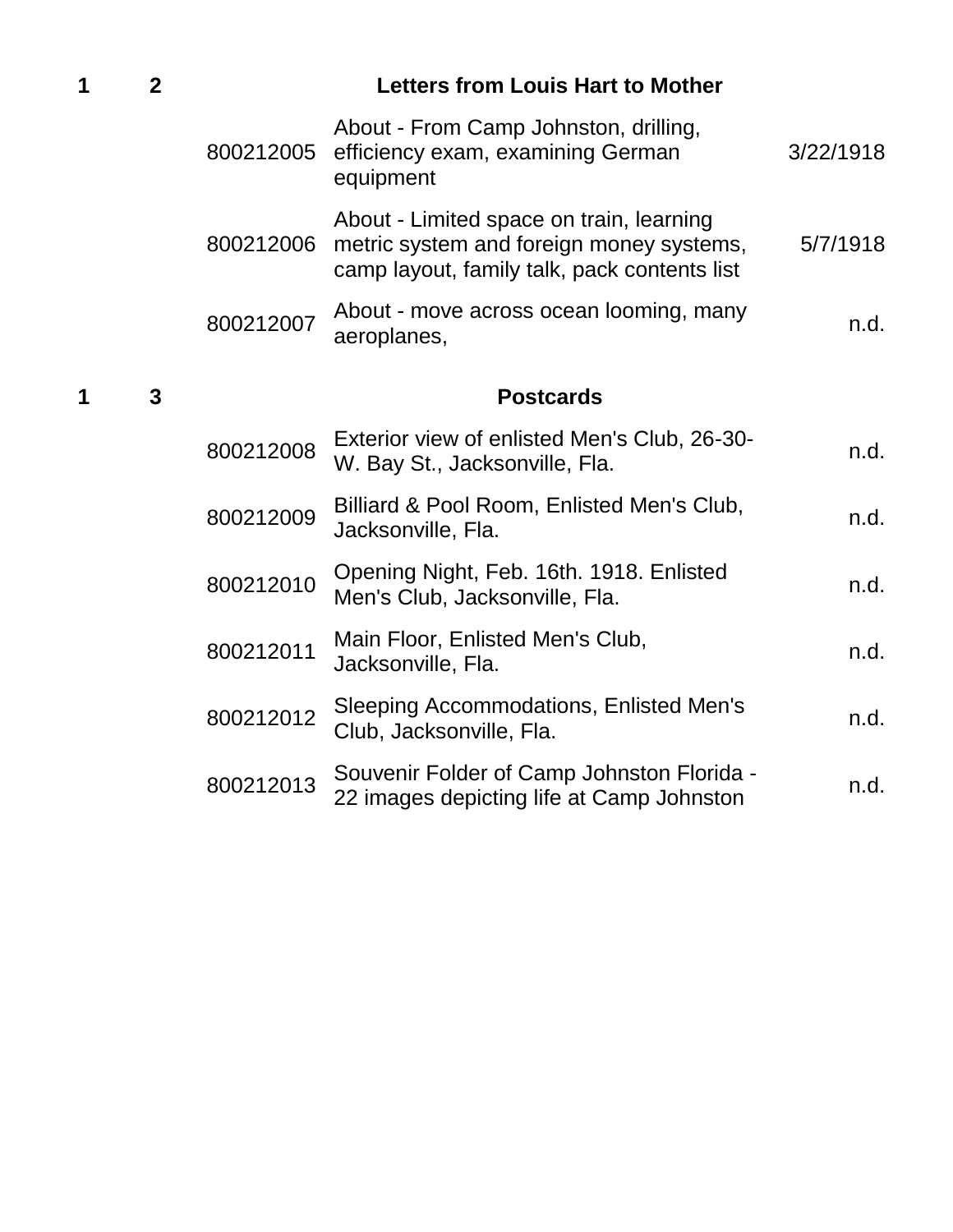| | | | | |
|---|---|---|---|---|
| **1** | **2** | | **Letters from Louis Hart to Mother** | |
| | | 800212005 | About - From Camp Johnston, drilling, efficiency exam, examining German equipment | 3/22/1918 |
| | | 800212006 | About - Limited space on train, learning metric system and foreign money systems, camp layout, family talk, pack contents list | 5/7/1918 |
| | | 800212007 | About - move across ocean looming, many aeroplanes, | n.d. |
| **1** | **3** | | **Postcards** | |
| | | 800212008 | Exterior view of enlisted Men's Club, 26-30-W. Bay St., Jacksonville, Fla. | n.d. |
| | | 800212009 | Billiard & Pool Room, Enlisted Men's Club, Jacksonville, Fla. | n.d. |
| | | 800212010 | Opening Night, Feb. 16th. 1918. Enlisted Men's Club, Jacksonville, Fla. | n.d. |
| | | 800212011 | Main Floor, Enlisted Men's Club, Jacksonville, Fla. | n.d. |
| | | 800212012 | Sleeping Accommodations, Enlisted Men's Club, Jacksonville, Fla. | n.d. |
| | | 800212013 | Souvenir Folder of Camp Johnston Florida - 22 images depicting life at Camp Johnston | n.d. |